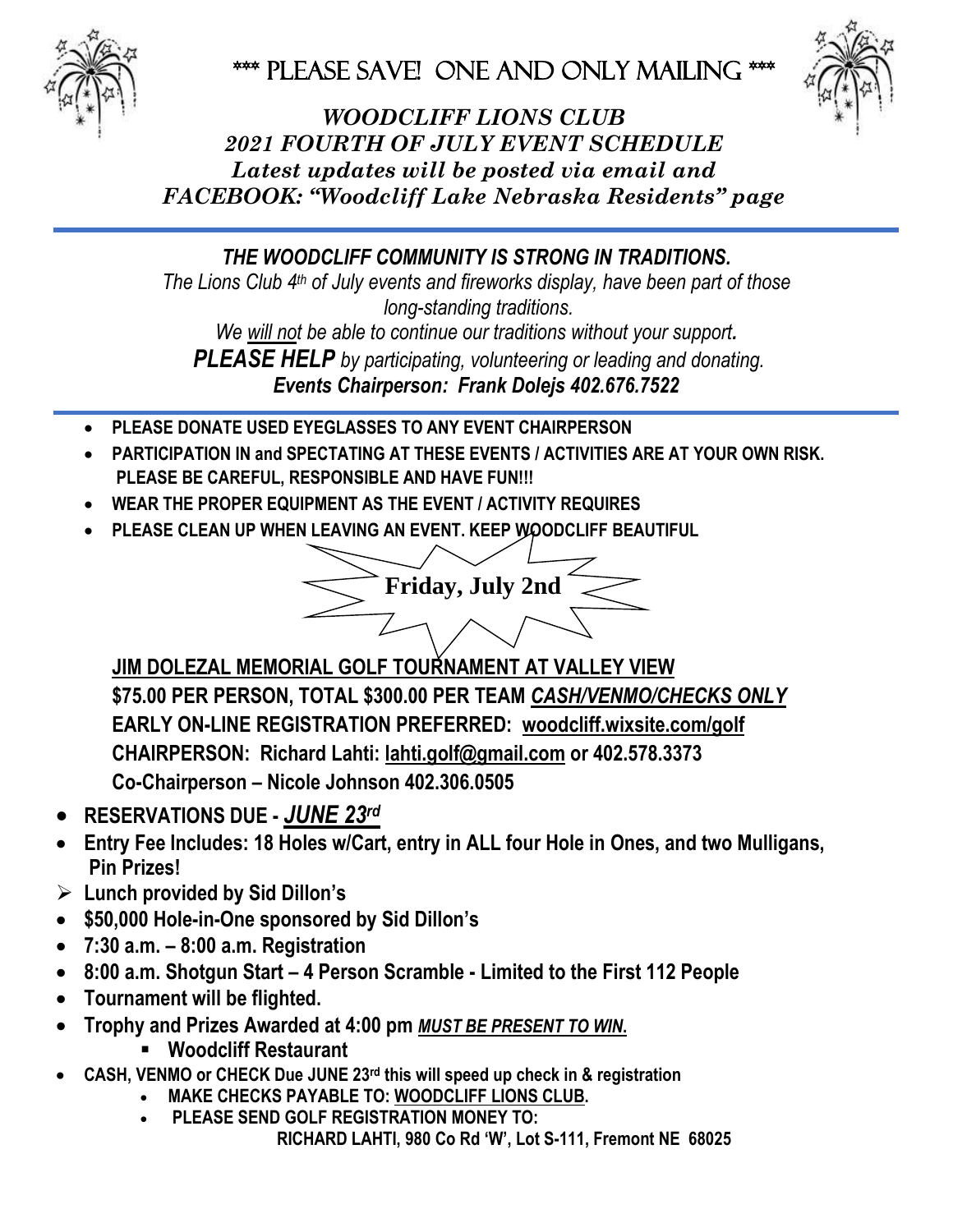# \*\*\* PLEASE SAVE! ONE AND ONLY MAILING \*\*\*

***WOODCLIFF LIONS CLUB***
***2021 FOURTH OF JULY EVENT SCHEDULE***
***Latest updates will be posted via email and***
***FACEBOOK: "Woodcliff Lake Nebraska Residents" page***

---

***THE WOODCLIFF COMMUNITY IS STRONG IN TRADITIONS.***

*The Lions Club 4th of July events and fireworks display, have been part of those long-standing traditions.*

*We will not be able to continue our traditions without your support.*

***PLEASE HELP** by participating, volunteering or leading and donating.*

***Events Chairperson: Frank Dolejs 402.676.7522***

---

- **PLEASE DONATE USED EYEGLASSES TO ANY EVENT CHAIRPERSON**
- **PARTICIPATION IN and SPECTATING AT THESE EVENTS / ACTIVITIES ARE AT YOUR OWN RISK. PLEASE BE CAREFUL, RESPONSIBLE AND HAVE FUN!!!**
- **WEAR THE PROPER EQUIPMENT AS THE EVENT / ACTIVITY REQUIRES**
- **PLEASE CLEAN UP WHEN LEAVING AN EVENT. KEEP WOODCLIFF BEAUTIFUL**

## Friday, July 2nd

**JIM DOLEZAL MEMORIAL GOLF TOURNAMENT AT VALLEY VIEW**
**$75.00 PER PERSON, TOTAL $300.00 PER TEAM *CASH/VENMO/CHECKS ONLY***
**EARLY ON-LINE REGISTRATION PREFERRED: woodcliff.wixsite.com/golf**
**CHAIRPERSON: Richard Lahti: lahti.golf@gmail.com or 402.578.3373**
**Co-Chairperson – Nicole Johnson 402.306.0505**

- **RESERVATIONS DUE - *JUNE 23rd***
- **Entry Fee Includes: 18 Holes w/Cart, entry in ALL four Hole in Ones, and two Mulligans, Pin Prizes!**
- **Lunch provided by Sid Dillon's**
- **$50,000 Hole-in-One sponsored by Sid Dillon's**
- **7:30 a.m. – 8:00 a.m. Registration**
- **8:00 a.m. Shotgun Start – 4 Person Scramble - Limited to the First 112 People**
- **Tournament will be flighted.**
- **Trophy and Prizes Awarded at 4:00 pm *MUST BE PRESENT TO WIN.***
  - **Woodcliff Restaurant**
- **CASH, VENMO or CHECK Due JUNE 23rd this will speed up check in & registration**
  - **MAKE CHECKS PAYABLE TO: WOODCLIFF LIONS CLUB.**
  - **PLEASE SEND GOLF REGISTRATION MONEY TO:**
    **RICHARD LAHTI, 980 Co Rd 'W', Lot S-111, Fremont NE 68025**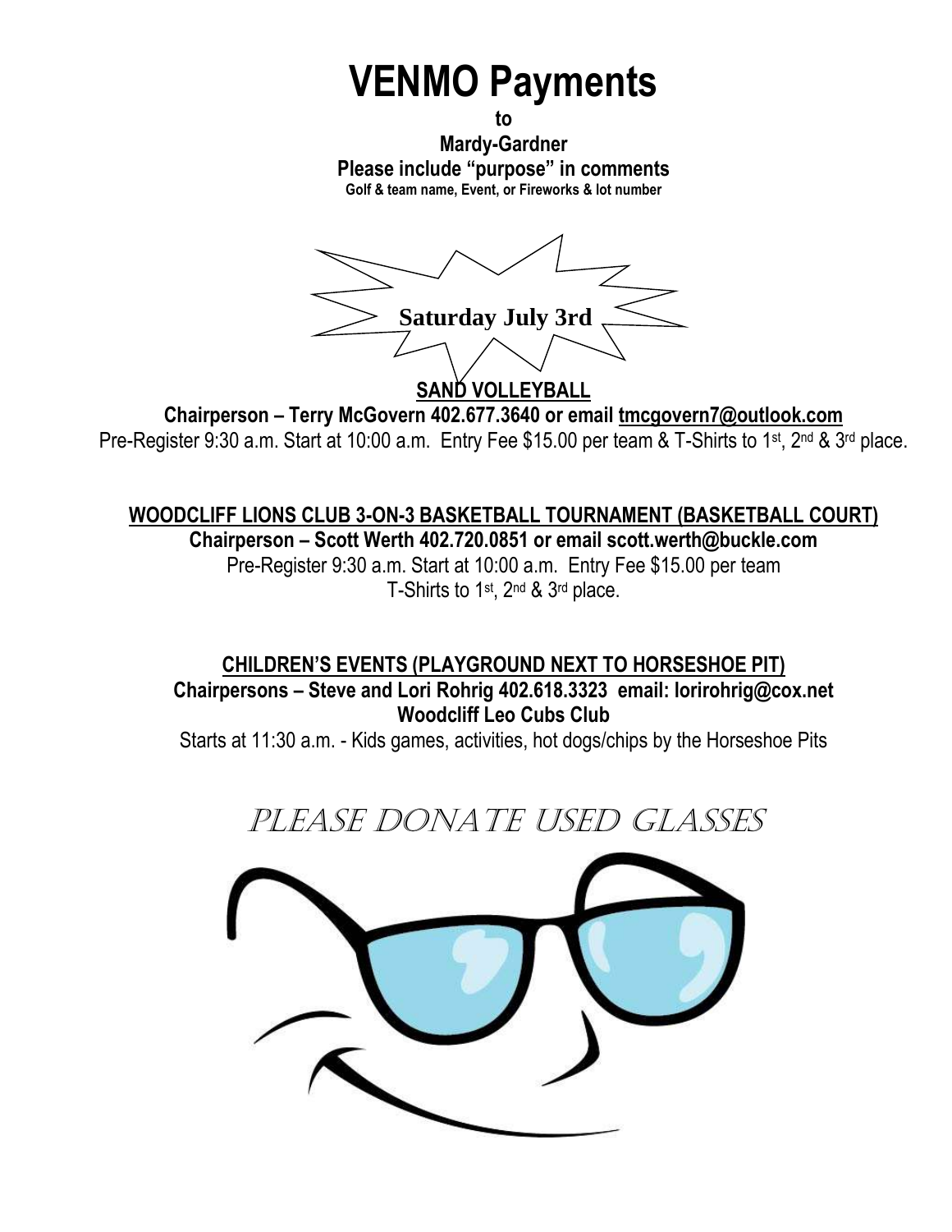# VENMO Payments

**to**

**Mardy-Gardner**

**Please include "purpose" in comments**

**Golf & team name, Event, or Fireworks & lot number**

**Saturday July 3rd**

## SAND VOLLEYBALL

**Chairperson – Terry McGovern 402.677.3640 or email tmcgovern7@outlook.com**

Pre-Register 9:30 a.m. Start at 10:00 a.m. Entry Fee $15.00 per team & T-Shirts to 1st, 2nd & 3rd place.

## WOODCLIFF LIONS CLUB 3-ON-3 BASKETBALL TOURNAMENT (BASKETBALL COURT)

**Chairperson – Scott Werth 402.720.0851 or email scott.werth@buckle.com**

Pre-Register 9:30 a.m. Start at 10:00 a.m. Entry Fee $15.00 per team
T-Shirts to 1st, 2nd & 3rd place.

## CHILDREN'S EVENTS (PLAYGROUND NEXT TO HORSESHOE PIT)

**Chairpersons – Steve and Lori Rohrig 402.618.3323 email: lorirohrig@cox.net**

**Woodcliff Leo Cubs Club**

Starts at 11:30 a.m. - Kids games, activities, hot dogs/chips by the Horseshoe Pits

## PLEASE DONATE USED GLASSES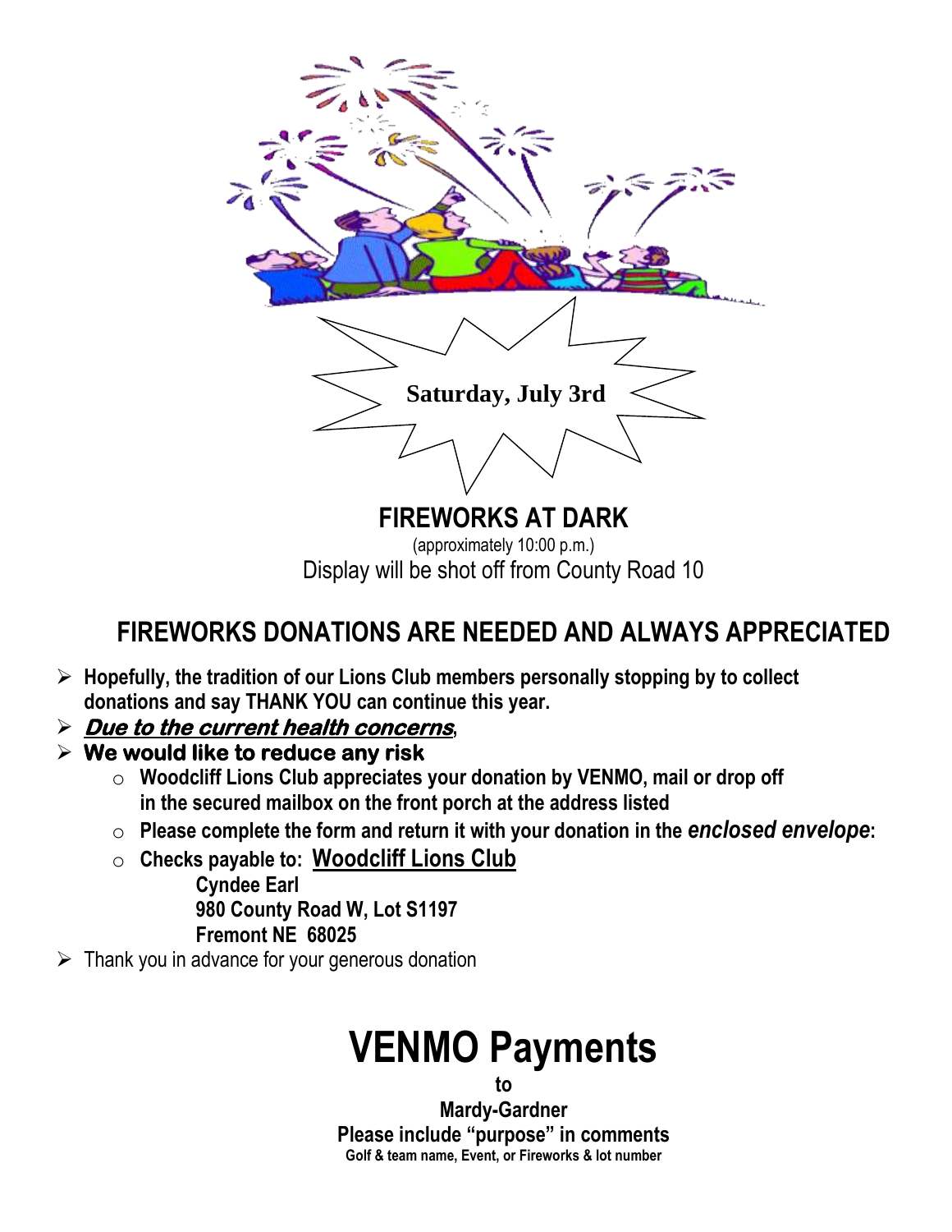**Saturday, July 3rd**

## FIREWORKS AT DARK

(approximately 10:00 p.m.)

Display will be shot off from County Road 10

## FIREWORKS DONATIONS ARE NEEDED AND ALWAYS APPRECIATED

- **Hopefully, the tradition of our Lions Club members personally stopping by to collect donations and say THANK YOU can continue this year.**
- ***Due to the current health concerns*,**
- **We would like to reduce any risk**
  - **Woodcliff Lions Club appreciates your donation by VENMO, mail or drop off in the secured mailbox on the front porch at the address listed**
  - **Please complete the form and return it with your donation in the *enclosed envelope*:**
  - **Checks payable to: Woodcliff Lions Club**
    **Cyndee Earl**
    **980 County Road W, Lot S1197**
    **Fremont NE 68025**
- Thank you in advance for your generous donation

# VENMO Payments

**to**

**Mardy-Gardner**

**Please include "purpose" in comments**

**Golf & team name, Event, or Fireworks & lot number**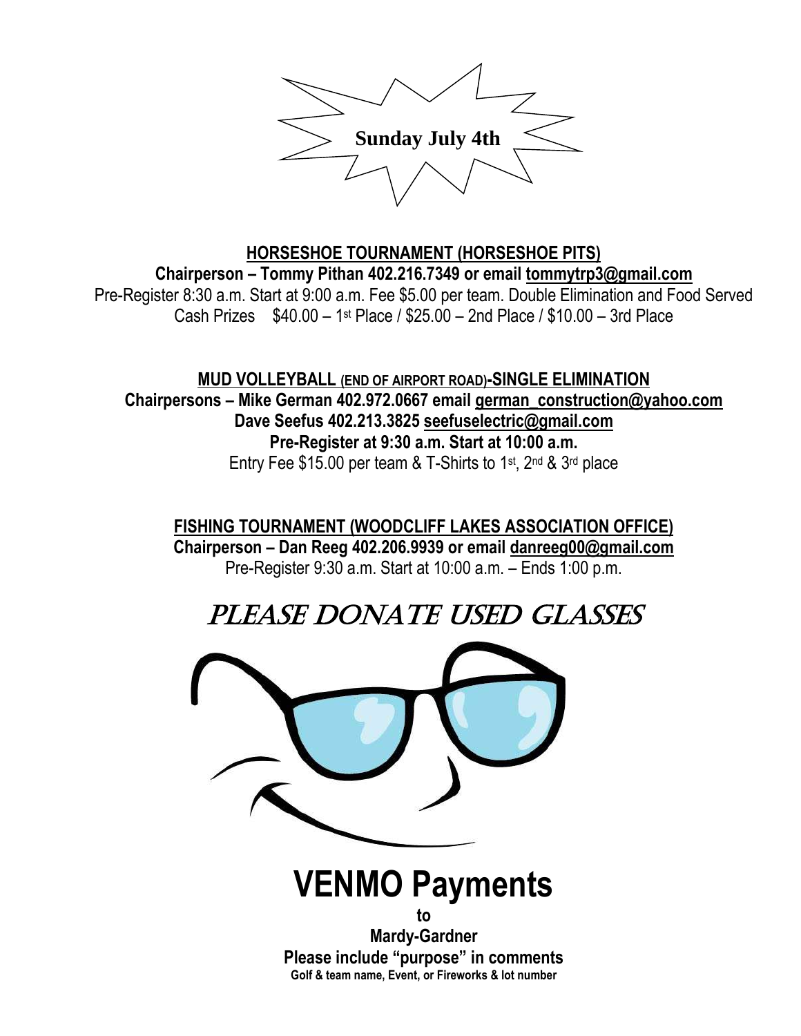# Sunday July 4th

**HORSESHOE TOURNAMENT (HORSESHOE PITS)**

**Chairperson – Tommy Pithan 402.216.7349 or email tommytrp3@gmail.com**

Pre-Register 8:30 a.m. Start at 9:00 a.m. Fee $5.00 per team. Double Elimination and Food Served

Cash Prizes $40.00 – 1st Place / $25.00 – 2nd Place / $10.00 – 3rd Place

**MUD VOLLEYBALL (END OF AIRPORT ROAD)-SINGLE ELIMINATION**

**Chairpersons – Mike German 402.972.0667 email german_construction@yahoo.com**

**Dave Seefus 402.213.3825 seefuselectric@gmail.com**

**Pre-Register at 9:30 a.m. Start at 10:00 a.m.**

Entry Fee $15.00 per team & T-Shirts to 1st, 2nd & 3rd place

**FISHING TOURNAMENT (WOODCLIFF LAKES ASSOCIATION OFFICE)**

**Chairperson – Dan Reeg 402.206.9939 or email danreeg00@gmail.com**

Pre-Register 9:30 a.m. Start at 10:00 a.m. – Ends 1:00 p.m.

## PLEASE DONATE USED GLASSES

# VENMO Payments

**to**

**Mardy-Gardner**

**Please include "purpose" in comments**

**Golf & team name, Event, or Fireworks & lot number**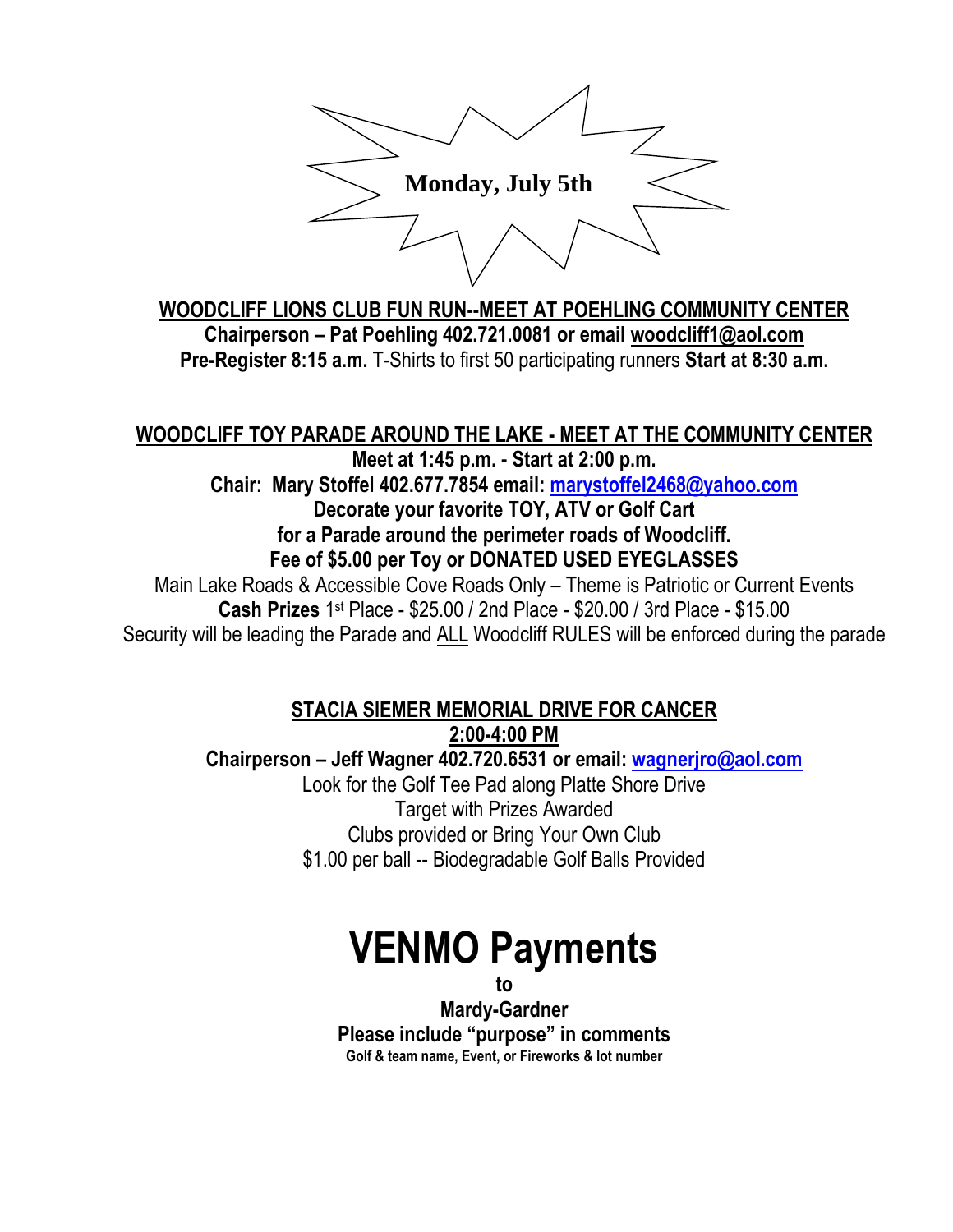# Monday, July 5th

**WOODCLIFF LIONS CLUB FUN RUN--MEET AT POEHLING COMMUNITY CENTER**

**Chairperson – Pat Poehling 402.721.0081 or email woodcliff1@aol.com**

**Pre-Register 8:15 a.m.** T-Shirts to first 50 participating runners **Start at 8:30 a.m.**

**WOODCLIFF TOY PARADE AROUND THE LAKE - MEET AT THE COMMUNITY CENTER**

**Meet at 1:45 p.m. - Start at 2:00 p.m.**

**Chair: Mary Stoffel 402.677.7854 email: marystoffel2468@yahoo.com**

**Decorate your favorite TOY, ATV or Golf Cart**

**for a Parade around the perimeter roads of Woodcliff.**

**Fee of $5.00 per Toy or DONATED USED EYEGLASSES**

Main Lake Roads & Accessible Cove Roads Only – Theme is Patriotic or Current Events

**Cash Prizes** 1st Place - $25.00 / 2nd Place - $20.00 / 3rd Place - $15.00

Security will be leading the Parade and ALL Woodcliff RULES will be enforced during the parade

**STACIA SIEMER MEMORIAL DRIVE FOR CANCER**

**2:00-4:00 PM**

**Chairperson – Jeff Wagner 402.720.6531 or email: wagnerjro@aol.com**

Look for the Golf Tee Pad along Platte Shore Drive

Target with Prizes Awarded

Clubs provided or Bring Your Own Club

$1.00 per ball -- Biodegradable Golf Balls Provided

# VENMO Payments

**to**

**Mardy-Gardner**

**Please include "purpose" in comments**

**Golf & team name, Event, or Fireworks & lot number**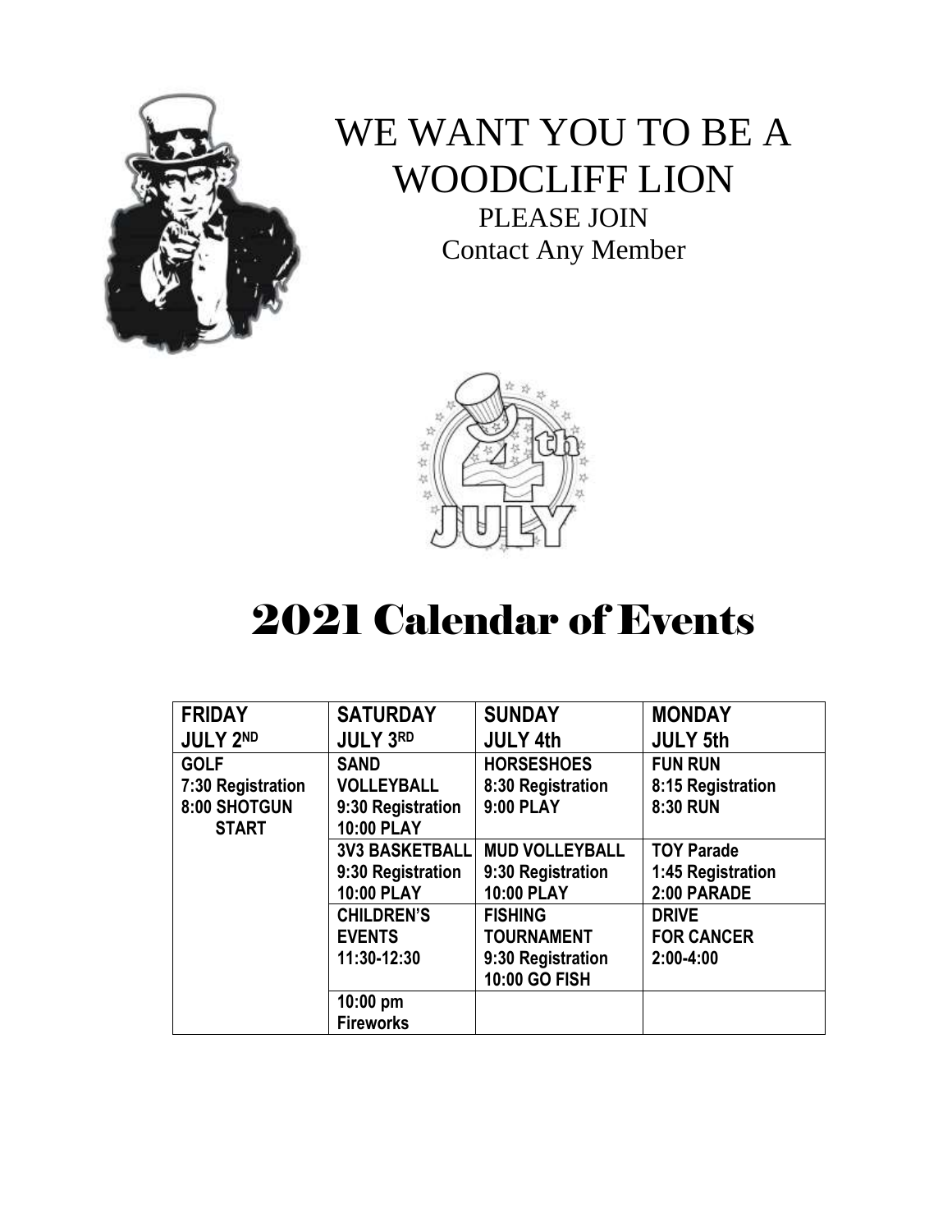# WE WANT YOU TO BE A WOODCLIFF LION

PLEASE JOIN

Contact Any Member

# 2021 Calendar of Events

| FRIDAY JULY 2ND | SATURDAY JULY 3RD | SUNDAY JULY 4th | MONDAY JULY 5th |
|---|---|---|---|
| **GOLF** 7:30 Registration 8:00 SHOTGUN START | **SAND VOLLEYBALL** 9:30 Registration 10:00 PLAY | **HORSESHOES** 8:30 Registration 9:00 PLAY | **FUN RUN** 8:15 Registration 8:30 RUN |
| | **3V3 BASKETBALL** 9:30 Registration 10:00 PLAY | **MUD VOLLEYBALL** 9:30 Registration 10:00 PLAY | **TOY Parade** 1:45 Registration 2:00 PARADE |
| | **CHILDREN'S EVENTS** 11:30-12:30 | **FISHING TOURNAMENT** 9:30 Registration 10:00 GO FISH | **DRIVE FOR CANCER** 2:00-4:00 |
| | **10:00 pm Fireworks** | | |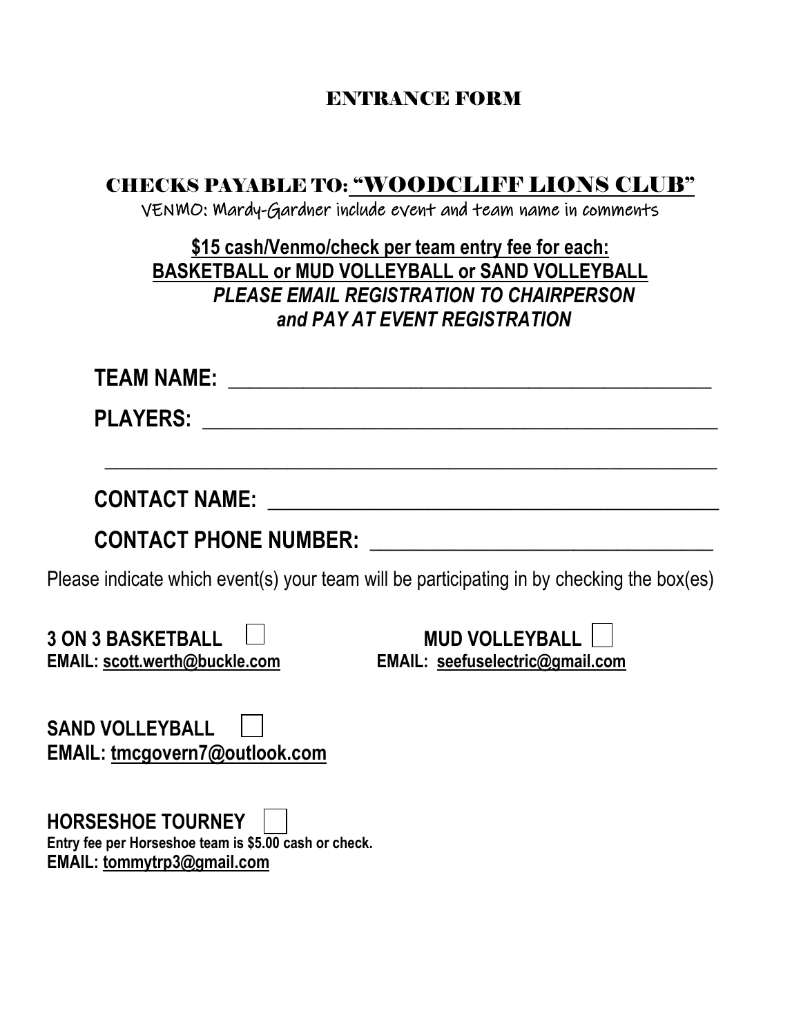# ENTRANCE FORM

## CHECKS PAYABLE TO: "WOODCLIFF LIONS CLUB"

VENMO: Mardy-Gardner include event and team name in comments

**$15 cash/Venmo/check per team entry fee for each:**
**BASKETBALL or MUD VOLLEYBALL or SAND VOLLEYBALL**
***PLEASE EMAIL REGISTRATION TO CHAIRPERSON***
***and PAY AT EVENT REGISTRATION***

**TEAM NAME:** ______________________________________________

**PLAYERS:** ________________________________________________

____________________________________________________________

**CONTACT NAME:** __________________________________________

**CONTACT PHONE NUMBER:** _________________________________

Please indicate which event(s) your team will be participating in by checking the box(es)

**3 ON 3 BASKETBALL** ☐
**EMAIL: scott.werth@buckle.com**

**MUD VOLLEYBALL** ☐
**EMAIL: seefuselectric@gmail.com**

**SAND VOLLEYBALL** ☐
**EMAIL: tmcgovern7@outlook.com**

**HORSESHOE TOURNEY** ☐
**Entry fee per Horseshoe team is $5.00 cash or check.**
**EMAIL: tommytrp3@gmail.com**